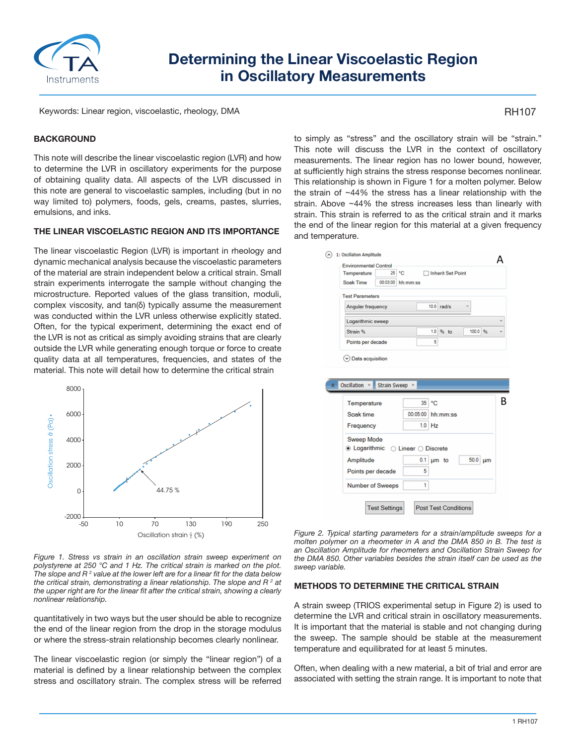# Determining the Linear Viscoelastic Region in Oscillatory Measurements

Keywords: Linear region, viscoelastic, rheology, DMA

RH107

## BACKGROUND

This note will describe the linear viscoelastic region (LVR) and how to determine the LVR in oscillatory experiments for the purpose of obtaining quality data. All aspects of the LVR discussed in this note are general to viscoelastic samples, including (but in no way limited to) polymers, foods, gels, creams, pastes, slurries, emulsions, and inks.

## THE LINEAR VISCOELASTIC REGION AND ITS IMPORTANCE

The linear viscoelastic Region (LVR) is important in rheology and dynamic mechanical analysis because the viscoelastic parameters of the material are strain independent below a critical strain. Small strain experiments interrogate the sample without changing the microstructure. Reported values of the glass transition, moduli, complex viscosity, and tan(δ) typically assume the measurement was conducted within the LVR unless otherwise explicitly stated. Often, for the typical experiment, determining the exact end of the LVR is not as critical as simply avoiding strains that are clearly outside the LVR while generating enough torque or force to create quality data at all temperatures, frequencies, and states of the material. This note will detail how to determine the critical strain

*Figure 1. Stress vs strain in an oscillation strain sweep experiment on polystyrene at 250 °C and 1 Hz. The critical strain is marked on the plot. The slope and $R^2$ value at the lower left are for a linear fit for the data below the critical strain, demonstrating a linear relationship. The slope and $R^2$ at the upper right are for the linear fit after the critical strain, showing a clearly nonlinear relationship.*

quantitatively in two ways but the user should be able to recognize the end of the linear region from the drop in the storage modulus or where the stress-strain relationship becomes clearly nonlinear.

The linear viscoelastic region (or simply the "linear region") of a material is defined by a linear relationship between the complex stress and oscillatory strain. The complex stress will be referred to simply as "stress" and the oscillatory strain will be "strain." This note will discuss the LVR in the context of oscillatory measurements. The linear region has no lower bound, however, at sufficiently high strains the stress response becomes nonlinear. This relationship is shown in Figure 1 for a molten polymer. Below the strain of ~44% the stress has a linear relationship with the strain. Above ~44% the stress increases less than linearly with strain. This strain is referred to as the critical strain and it marks the end of the linear region for this material at a given frequency and temperature.

*Figure 2. Typical starting parameters for a strain/amplitude sweeps for a molten polymer on a rheometer in A and the DMA 850 in B. The test is an Oscillation Amplitude for rheometers and Oscillation Strain Sweep for the DMA 850. Other variables besides the strain itself can be used as the sweep variable.*

## METHODS TO DETERMINE THE CRITICAL STRAIN

A strain sweep (TRIOS experimental setup in Figure 2) is used to determine the LVR and critical strain in oscillatory measurements. It is important that the material is stable and not changing during the sweep. The sample should be stable at the measurement temperature and equilibrated for at least 5 minutes.

Often, when dealing with a new material, a bit of trial and error are associated with setting the strain range. It is important to note that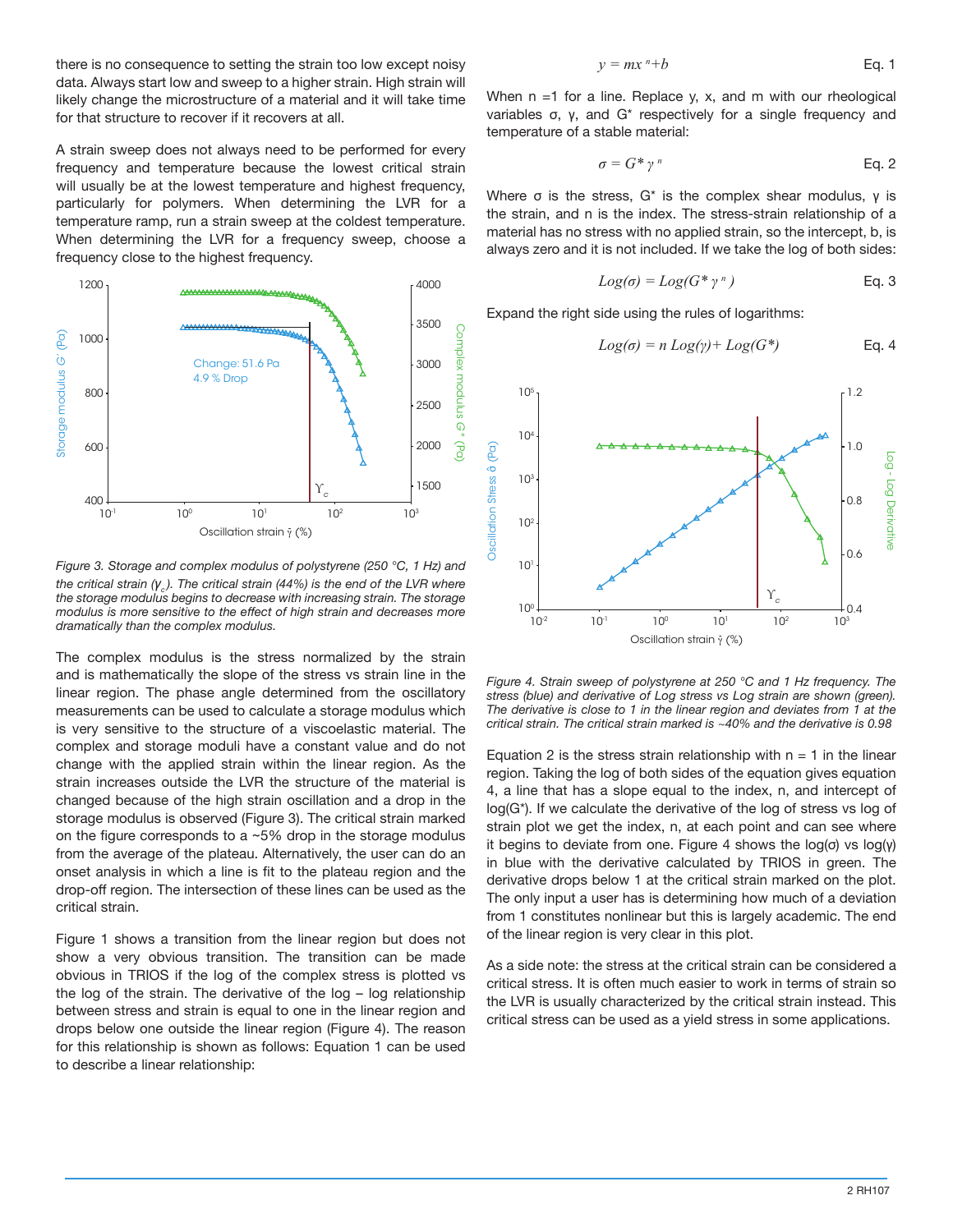there is no consequence to setting the strain too low except noisy data. Always start low and sweep to a higher strain. High strain will likely change the microstructure of a material and it will take time for that structure to recover if it recovers at all.

A strain sweep does not always need to be performed for every frequency and temperature because the lowest critical strain will usually be at the lowest temperature and highest frequency, particularly for polymers. When determining the LVR for a temperature ramp, run a strain sweep at the coldest temperature. When determining the LVR for a frequency sweep, choose a frequency close to the highest frequency.

*Figure 3. Storage and complex modulus of polystyrene (250 °C, 1 Hz) and the critical strain ($\gamma_c$). The critical strain (44%) is the end of the LVR where the storage modulus begins to decrease with increasing strain. The storage modulus is more sensitive to the effect of high strain and decreases more dramatically than the complex modulus.*

The complex modulus is the stress normalized by the strain and is mathematically the slope of the stress vs strain line in the linear region. The phase angle determined from the oscillatory measurements can be used to calculate a storage modulus which is very sensitive to the structure of a viscoelastic material. The complex and storage moduli have a constant value and do not change with the applied strain within the linear region. As the strain increases outside the LVR the structure of the material is changed because of the high strain oscillation and a drop in the storage modulus is observed (Figure 3). The critical strain marked on the figure corresponds to a ~5% drop in the storage modulus from the average of the plateau. Alternatively, the user can do an onset analysis in which a line is fit to the plateau region and the drop-off region. The intersection of these lines can be used as the critical strain.

Figure 1 shows a transition from the linear region but does not show a very obvious transition. The transition can be made obvious in TRIOS if the log of the complex stress is plotted vs the log of the strain. The derivative of the log – log relationship between stress and strain is equal to one in the linear region and drops below one outside the linear region (Figure 4). The reason for this relationship is shown as follows: Equation 1 can be used to describe a linear relationship:

$$y = mx^n + b \qquad \text{Eq. 1}$$

When n =1 for a line. Replace y, x, and m with our rheological variables σ, γ, and G* respectively for a single frequency and temperature of a stable material:

$$\sigma = G^* \gamma^n \qquad \text{Eq. 2}$$

Where σ is the stress, G* is the complex shear modulus, γ is the strain, and n is the index. The stress-strain relationship of a material has no stress with no applied strain, so the intercept, b, is always zero and it is not included. If we take the log of both sides:

$$Log(\sigma) = Log(G^* \gamma^n) \qquad \text{Eq. 3}$$

Expand the right side using the rules of logarithms:

$$Log(\sigma) = n\,Log(\gamma) + Log(G^*) \qquad \text{Eq. 4}$$

*Figure 4. Strain sweep of polystyrene at 250 °C and 1 Hz frequency. The stress (blue) and derivative of Log stress vs Log strain are shown (green). The derivative is close to 1 in the linear region and deviates from 1 at the critical strain. The critical strain marked is ~40% and the derivative is 0.98*

Equation 2 is the stress strain relationship with n = 1 in the linear region. Taking the log of both sides of the equation gives equation 4, a line that has a slope equal to the index, n, and intercept of log(G*). If we calculate the derivative of the log of stress vs log of strain plot we get the index, n, at each point and can see where it begins to deviate from one. Figure 4 shows the log(σ) vs log(γ) in blue with the derivative calculated by TRIOS in green. The derivative drops below 1 at the critical strain marked on the plot. The only input a user has is determining how much of a deviation from 1 constitutes nonlinear but this is largely academic. The end of the linear region is very clear in this plot.

As a side note: the stress at the critical strain can be considered a critical stress. It is often much easier to work in terms of strain so the LVR is usually characterized by the critical strain instead. This critical stress can be used as a yield stress in some applications.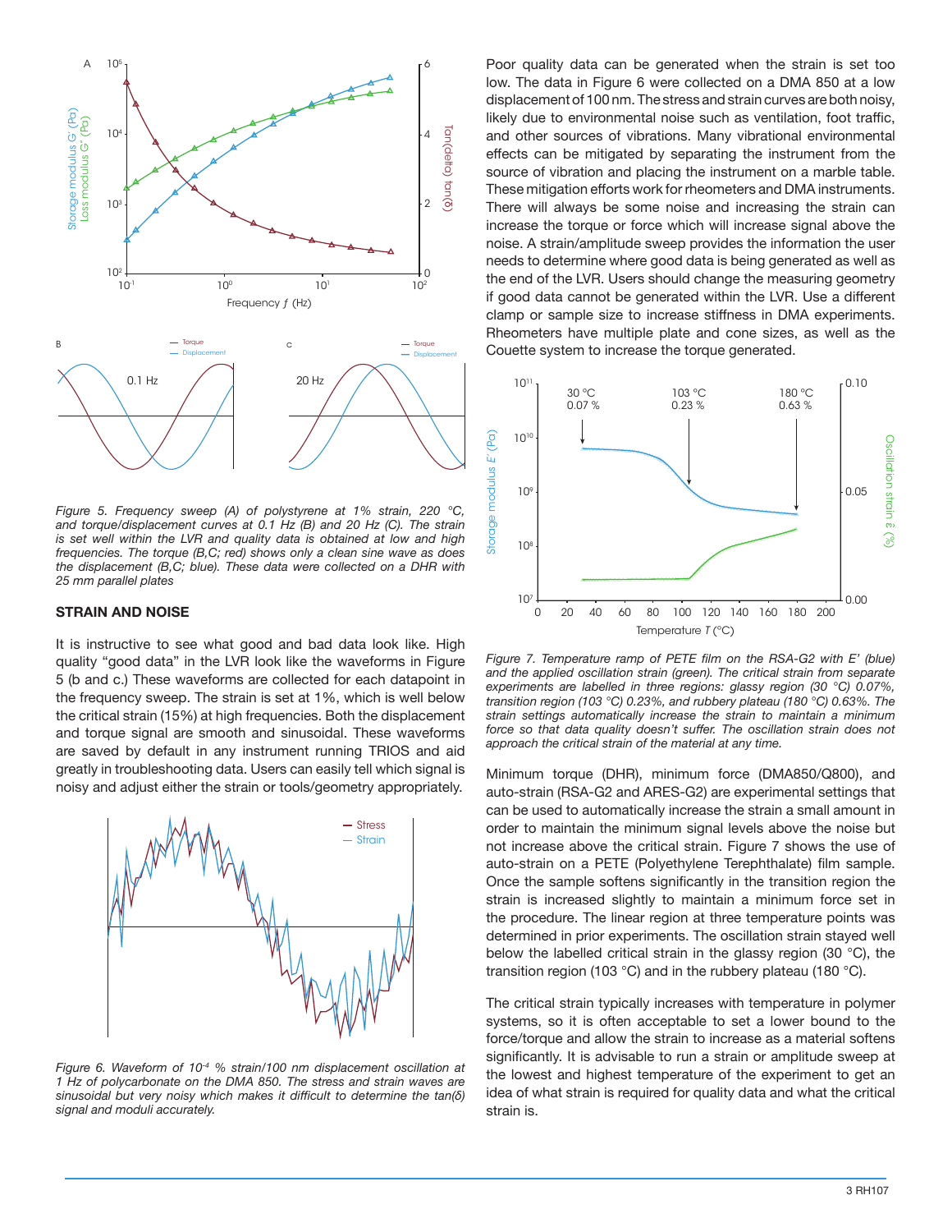*Figure 5. Frequency sweep (A) of polystyrene at 1% strain, 220 °C, and torque/displacement curves at 0.1 Hz (B) and 20 Hz (C). The strain is set well within the LVR and quality data is obtained at low and high frequencies. The torque (B,C; red) shows only a clean sine wave as does the displacement (B,C; blue). These data were collected on a DHR with 25 mm parallel plates*

## STRAIN AND NOISE

It is instructive to see what good and bad data look like. High quality "good data" in the LVR look like the waveforms in Figure 5 (b and c.) These waveforms are collected for each datapoint in the frequency sweep. The strain is set at 1%, which is well below the critical strain (15%) at high frequencies. Both the displacement and torque signal are smooth and sinusoidal. These waveforms are saved by default in any instrument running TRIOS and aid greatly in troubleshooting data. Users can easily tell which signal is noisy and adjust either the strain or tools/geometry appropriately.

*Figure 6. Waveform of $10^{-4}$ % strain/100 nm displacement oscillation at 1 Hz of polycarbonate on the DMA 850. The stress and strain waves are sinusoidal but very noisy which makes it difficult to determine the tan(δ) signal and moduli accurately.*

Poor quality data can be generated when the strain is set too low. The data in Figure 6 were collected on a DMA 850 at a low displacement of 100 nm. The stress and strain curves are both noisy, likely due to environmental noise such as ventilation, foot traffic, and other sources of vibrations. Many vibrational environmental effects can be mitigated by separating the instrument from the source of vibration and placing the instrument on a marble table. These mitigation efforts work for rheometers and DMA instruments. There will always be some noise and increasing the strain can increase the torque or force which will increase signal above the noise. A strain/amplitude sweep provides the information the user needs to determine where good data is being generated as well as the end of the LVR. Users should change the measuring geometry if good data cannot be generated within the LVR. Use a different clamp or sample size to increase stiffness in DMA experiments. Rheometers have multiple plate and cone sizes, as well as the Couette system to increase the torque generated.

*Figure 7. Temperature ramp of PETE film on the RSA-G2 with E' (blue) and the applied oscillation strain (green). The critical strain from separate experiments are labelled in three regions: glassy region (30 °C) 0.07%, transition region (103 °C) 0.23%, and rubbery plateau (180 °C) 0.63%. The strain settings automatically increase the strain to maintain a minimum force so that data quality doesn't suffer. The oscillation strain does not approach the critical strain of the material at any time.*

Minimum torque (DHR), minimum force (DMA850/Q800), and auto-strain (RSA-G2 and ARES-G2) are experimental settings that can be used to automatically increase the strain a small amount in order to maintain the minimum signal levels above the noise but not increase above the critical strain. Figure 7 shows the use of auto-strain on a PETE (Polyethylene Terephthalate) film sample. Once the sample softens significantly in the transition region the strain is increased slightly to maintain a minimum force set in the procedure. The linear region at three temperature points was determined in prior experiments. The oscillation strain stayed well below the labelled critical strain in the glassy region (30 °C), the transition region (103 °C) and in the rubbery plateau (180 °C).

The critical strain typically increases with temperature in polymer systems, so it is often acceptable to set a lower bound to the force/torque and allow the strain to increase as a material softens significantly. It is advisable to run a strain or amplitude sweep at the lowest and highest temperature of the experiment to get an idea of what strain is required for quality data and what the critical strain is.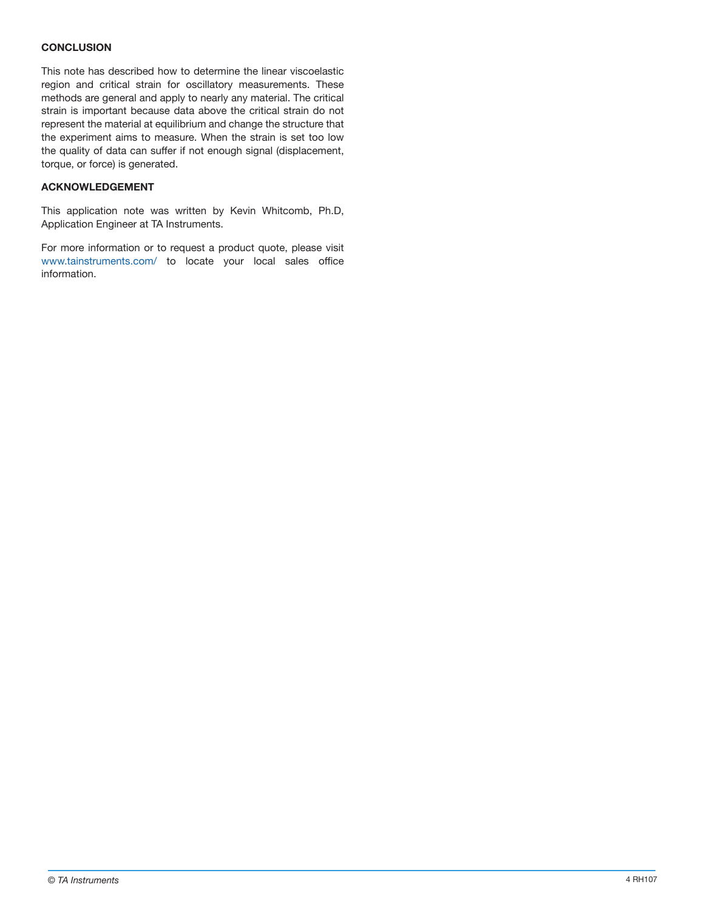## CONCLUSION

This note has described how to determine the linear viscoelastic region and critical strain for oscillatory measurements. These methods are general and apply to nearly any material. The critical strain is important because data above the critical strain do not represent the material at equilibrium and change the structure that the experiment aims to measure. When the strain is set too low the quality of data can suffer if not enough signal (displacement, torque, or force) is generated.

## ACKNOWLEDGEMENT

This application note was written by Kevin Whitcomb, Ph.D, Application Engineer at TA Instruments.

For more information or to request a product quote, please visit www.tainstruments.com/ to locate your local sales office information.